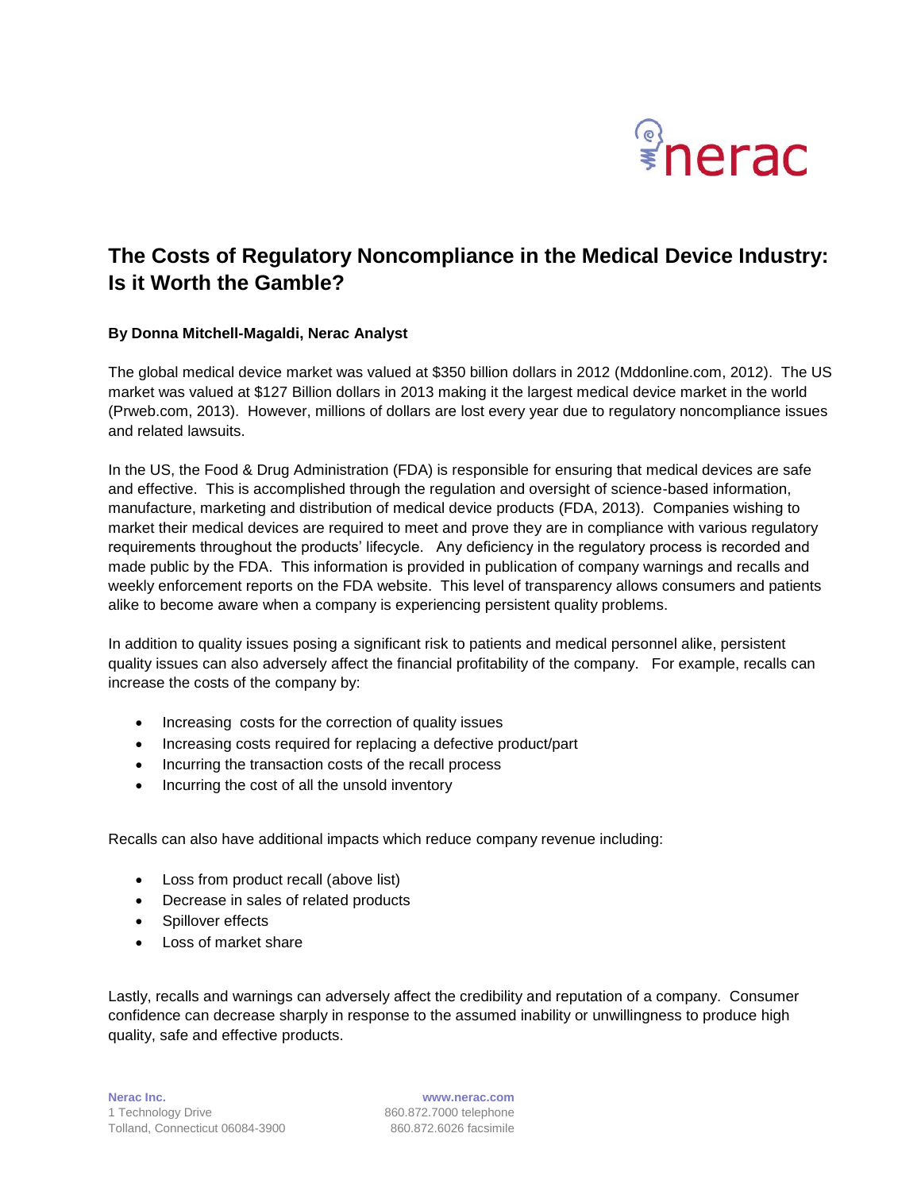# The Costs of Regulatory Noncompliance in the Medical Device Industry: Is it Worth the Gamble?

**By Donna Mitchell-Magaldi, Nerac Analyst**

The global medical device market was valued at $350 billion dollars in 2012 (Mddonline.com, 2012). The US market was valued at $127 Billion dollars in 2013 making it the largest medical device market in the world (Prweb.com, 2013). However, millions of dollars are lost every year due to regulatory noncompliance issues and related lawsuits.

In the US, the Food & Drug Administration (FDA) is responsible for ensuring that medical devices are safe and effective. This is accomplished through the regulation and oversight of science-based information, manufacture, marketing and distribution of medical device products (FDA, 2013). Companies wishing to market their medical devices are required to meet and prove they are in compliance with various regulatory requirements throughout the products' lifecycle. Any deficiency in the regulatory process is recorded and made public by the FDA. This information is provided in publication of company warnings and recalls and weekly enforcement reports on the FDA website. This level of transparency allows consumers and patients alike to become aware when a company is experiencing persistent quality problems.

In addition to quality issues posing a significant risk to patients and medical personnel alike, persistent quality issues can also adversely affect the financial profitability of the company. For example, recalls can increase the costs of the company by:

- Increasing costs for the correction of quality issues
- Increasing costs required for replacing a defective product/part
- Incurring the transaction costs of the recall process
- Incurring the cost of all the unsold inventory

Recalls can also have additional impacts which reduce company revenue including:

- Loss from product recall (above list)
- Decrease in sales of related products
- Spillover effects
- Loss of market share

Lastly, recalls and warnings can adversely affect the credibility and reputation of a company. Consumer confidence can decrease sharply in response to the assumed inability or unwillingness to produce high quality, safe and effective products.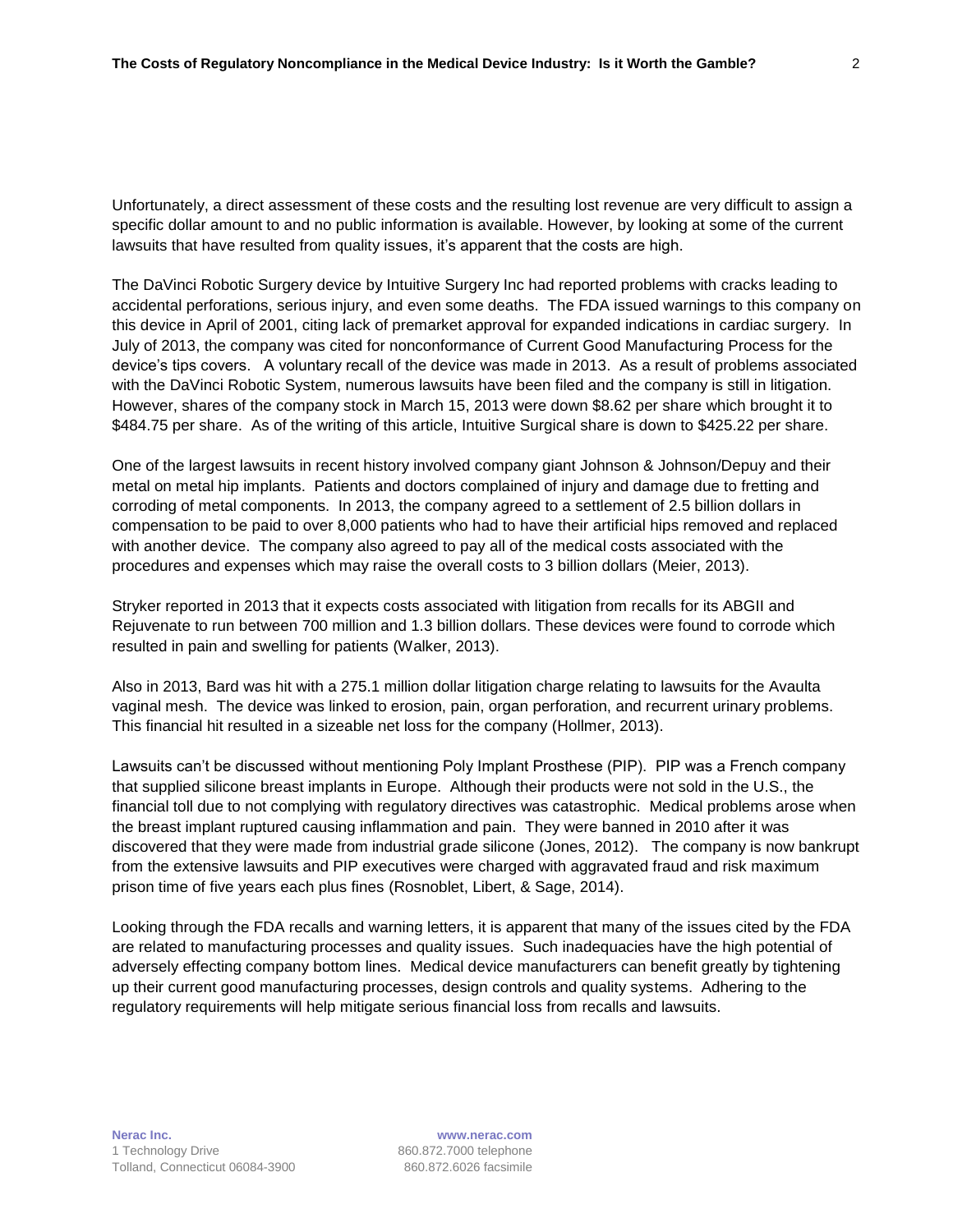Unfortunately, a direct assessment of these costs and the resulting lost revenue are very difficult to assign a specific dollar amount to and no public information is available. However, by looking at some of the current lawsuits that have resulted from quality issues, it's apparent that the costs are high.

The DaVinci Robotic Surgery device by Intuitive Surgery Inc had reported problems with cracks leading to accidental perforations, serious injury, and even some deaths. The FDA issued warnings to this company on this device in April of 2001, citing lack of premarket approval for expanded indications in cardiac surgery. In July of 2013, the company was cited for nonconformance of Current Good Manufacturing Process for the device's tips covers. A voluntary recall of the device was made in 2013. As a result of problems associated with the DaVinci Robotic System, numerous lawsuits have been filed and the company is still in litigation. However, shares of the company stock in March 15, 2013 were down $8.62 per share which brought it to $484.75 per share. As of the writing of this article, Intuitive Surgical share is down to $425.22 per share.

One of the largest lawsuits in recent history involved company giant Johnson & Johnson/Depuy and their metal on metal hip implants. Patients and doctors complained of injury and damage due to fretting and corroding of metal components. In 2013, the company agreed to a settlement of 2.5 billion dollars in compensation to be paid to over 8,000 patients who had to have their artificial hips removed and replaced with another device. The company also agreed to pay all of the medical costs associated with the procedures and expenses which may raise the overall costs to 3 billion dollars (Meier, 2013).

Stryker reported in 2013 that it expects costs associated with litigation from recalls for its ABGII and Rejuvenate to run between 700 million and 1.3 billion dollars. These devices were found to corrode which resulted in pain and swelling for patients (Walker, 2013).

Also in 2013, Bard was hit with a 275.1 million dollar litigation charge relating to lawsuits for the Avaulta vaginal mesh. The device was linked to erosion, pain, organ perforation, and recurrent urinary problems. This financial hit resulted in a sizeable net loss for the company (Hollmer, 2013).

Lawsuits can't be discussed without mentioning Poly Implant Prosthese (PIP). PIP was a French company that supplied silicone breast implants in Europe. Although their products were not sold in the U.S., the financial toll due to not complying with regulatory directives was catastrophic. Medical problems arose when the breast implant ruptured causing inflammation and pain. They were banned in 2010 after it was discovered that they were made from industrial grade silicone (Jones, 2012). The company is now bankrupt from the extensive lawsuits and PIP executives were charged with aggravated fraud and risk maximum prison time of five years each plus fines (Rosnoblet, Libert, & Sage, 2014).

Looking through the FDA recalls and warning letters, it is apparent that many of the issues cited by the FDA are related to manufacturing processes and quality issues. Such inadequacies have the high potential of adversely effecting company bottom lines. Medical device manufacturers can benefit greatly by tightening up their current good manufacturing processes, design controls and quality systems. Adhering to the regulatory requirements will help mitigate serious financial loss from recalls and lawsuits.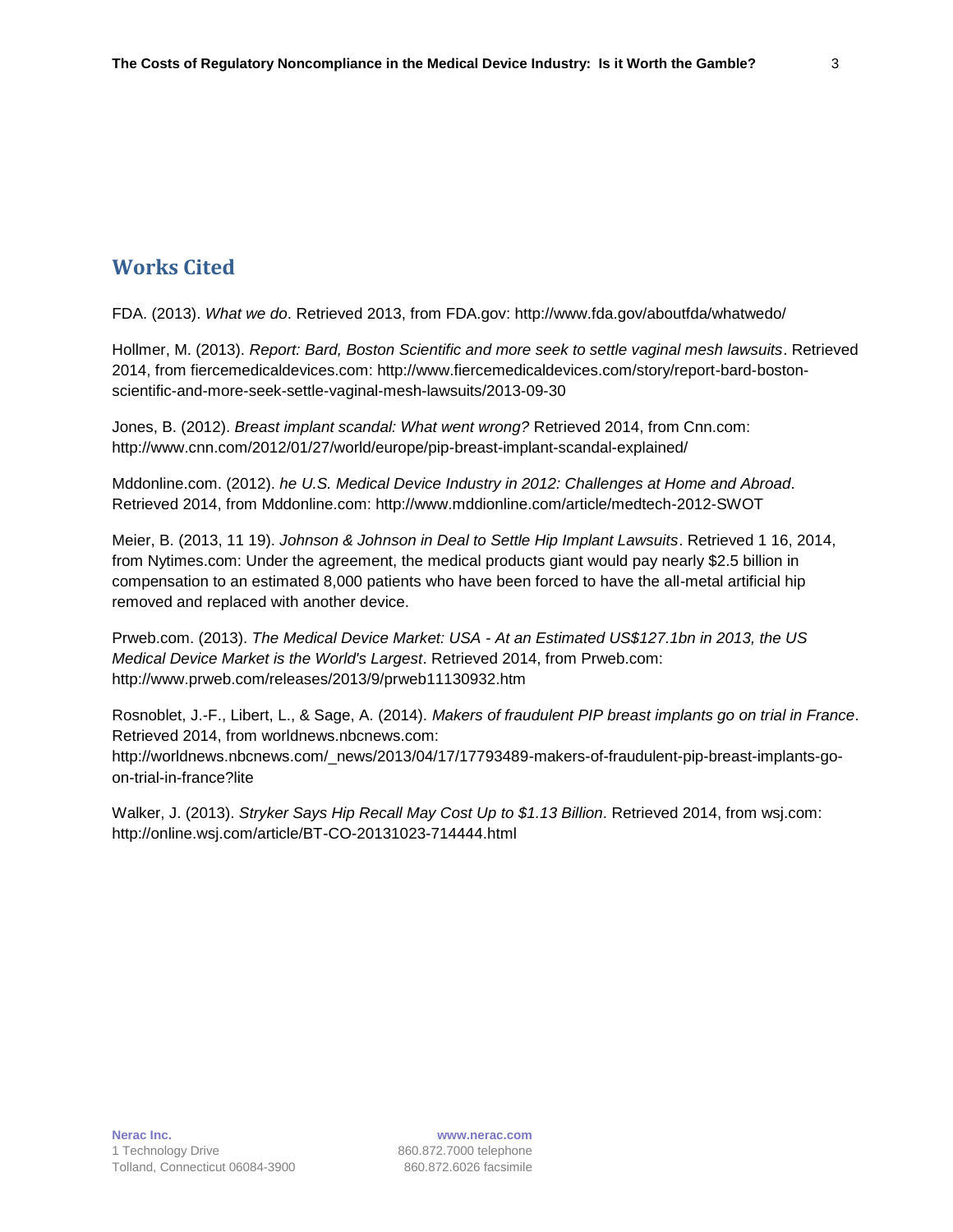## Works Cited

FDA. (2013). *What we do*. Retrieved 2013, from FDA.gov: http://www.fda.gov/aboutfda/whatwedo/

Hollmer, M. (2013). *Report: Bard, Boston Scientific and more seek to settle vaginal mesh lawsuits*. Retrieved 2014, from fiercemedicaldevices.com: http://www.fiercemedicaldevices.com/story/report-bard-boston-scientific-and-more-seek-settle-vaginal-mesh-lawsuits/2013-09-30

Jones, B. (2012). *Breast implant scandal: What went wrong?* Retrieved 2014, from Cnn.com: http://www.cnn.com/2012/01/27/world/europe/pip-breast-implant-scandal-explained/

Mddonline.com. (2012). *he U.S. Medical Device Industry in 2012: Challenges at Home and Abroad*. Retrieved 2014, from Mddonline.com: http://www.mddionline.com/article/medtech-2012-SWOT

Meier, B. (2013, 11 19). *Johnson & Johnson in Deal to Settle Hip Implant Lawsuits*. Retrieved 1 16, 2014, from Nytimes.com: Under the agreement, the medical products giant would pay nearly $2.5 billion in compensation to an estimated 8,000 patients who have been forced to have the all-metal artificial hip removed and replaced with another device.

Prweb.com. (2013). *The Medical Device Market: USA - At an Estimated US$127.1bn in 2013, the US Medical Device Market is the World's Largest*. Retrieved 2014, from Prweb.com: http://www.prweb.com/releases/2013/9/prweb11130932.htm

Rosnoblet, J.-F., Libert, L., & Sage, A. (2014). *Makers of fraudulent PIP breast implants go on trial in France*. Retrieved 2014, from worldnews.nbcnews.com: http://worldnews.nbcnews.com/_news/2013/04/17/17793489-makers-of-fraudulent-pip-breast-implants-go-on-trial-in-france?lite

Walker, J. (2013). *Stryker Says Hip Recall May Cost Up to $1.13 Billion*. Retrieved 2014, from wsj.com: http://online.wsj.com/article/BT-CO-20131023-714444.html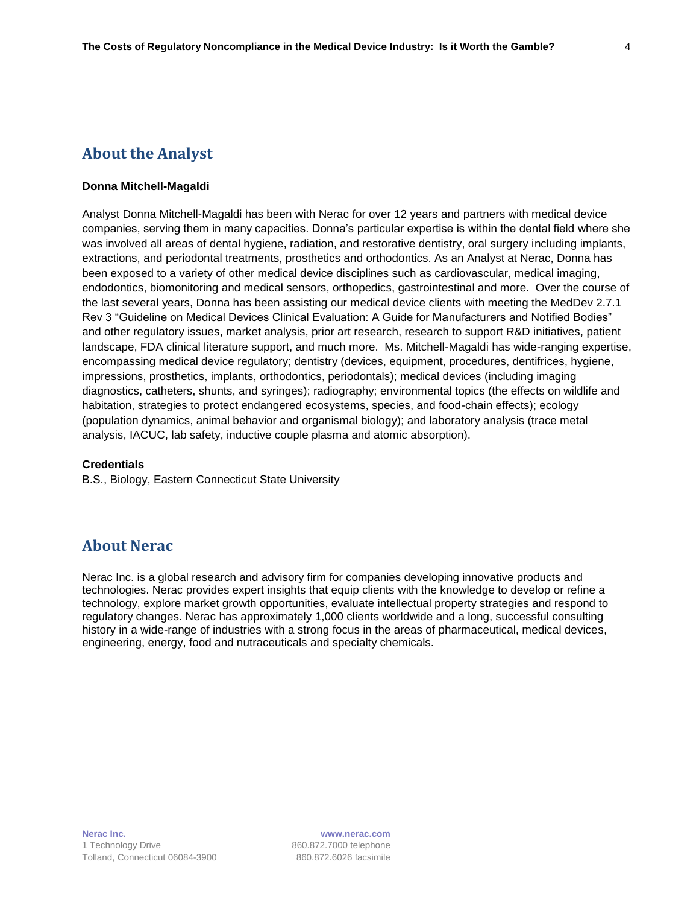## About the Analyst

**Donna Mitchell-Magaldi**

Analyst Donna Mitchell-Magaldi has been with Nerac for over 12 years and partners with medical device companies, serving them in many capacities. Donna's particular expertise is within the dental field where she was involved all areas of dental hygiene, radiation, and restorative dentistry, oral surgery including implants, extractions, and periodontal treatments, prosthetics and orthodontics. As an Analyst at Nerac, Donna has been exposed to a variety of other medical device disciplines such as cardiovascular, medical imaging, endodontics, biomonitoring and medical sensors, orthopedics, gastrointestinal and more. Over the course of the last several years, Donna has been assisting our medical device clients with meeting the MedDev 2.7.1 Rev 3 "Guideline on Medical Devices Clinical Evaluation: A Guide for Manufacturers and Notified Bodies" and other regulatory issues, market analysis, prior art research, research to support R&D initiatives, patient landscape, FDA clinical literature support, and much more. Ms. Mitchell-Magaldi has wide-ranging expertise, encompassing medical device regulatory; dentistry (devices, equipment, procedures, dentifrices, hygiene, impressions, prosthetics, implants, orthodontics, periodontals); medical devices (including imaging diagnostics, catheters, shunts, and syringes); radiography; environmental topics (the effects on wildlife and habitation, strategies to protect endangered ecosystems, species, and food-chain effects); ecology (population dynamics, animal behavior and organismal biology); and laboratory analysis (trace metal analysis, IACUC, lab safety, inductive couple plasma and atomic absorption).

**Credentials**

B.S., Biology, Eastern Connecticut State University

## About Nerac

Nerac Inc. is a global research and advisory firm for companies developing innovative products and technologies. Nerac provides expert insights that equip clients with the knowledge to develop or refine a technology, explore market growth opportunities, evaluate intellectual property strategies and respond to regulatory changes. Nerac has approximately 1,000 clients worldwide and a long, successful consulting history in a wide-range of industries with a strong focus in the areas of pharmaceutical, medical devices, engineering, energy, food and nutraceuticals and specialty chemicals.